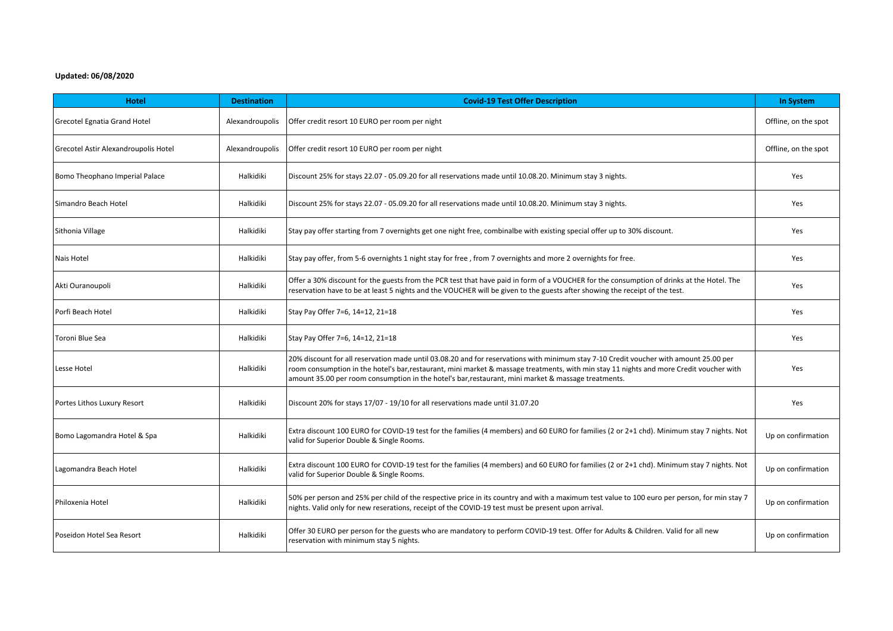**Updated: 06/08/2020**

| Hotel | Destination | Covid-19 Test Offer Description | In System |
|---|---|---|---|
| Grecotel Egnatia Grand Hotel | Alexandroupolis | Offer credit resort 10 EURO per room per night | Offline, on the spot |
| Grecotel Astir Alexandroupolis Hotel | Alexandroupolis | Offer credit resort 10 EURO per room per night | Offline, on the spot |
| Bomo Theophano Imperial Palace | Halkidiki | Discount 25% for stays 22.07 - 05.09.20 for all reservations made until 10.08.20. Minimum stay 3 nights. | Yes |
| Simandro Beach Hotel | Halkidiki | Discount 25% for stays 22.07 - 05.09.20 for all reservations made until 10.08.20. Minimum stay 3 nights. | Yes |
| Sithonia Village | Halkidiki | Stay pay offer starting from 7 overnights get one night free, combinalbe with existing special offer up to 30% discount. | Yes |
| Nais Hotel | Halkidiki | Stay pay offer, from 5-6 overnights 1 night stay for free , from 7 overnights and more 2 overnights for free. | Yes |
| Akti Ouranoupoli | Halkidiki | Offer a 30% discount for the guests from the PCR test that have paid in form of a VOUCHER for the consumption of drinks at the Hotel. The reservation have to be at least 5 nights and the VOUCHER will be given to the guests after showing the receipt of the test. | Yes |
| Porfi Beach Hotel | Halkidiki | Stay Pay Offer 7=6, 14=12, 21=18 | Yes |
| Toroni Blue Sea | Halkidiki | Stay Pay Offer 7=6, 14=12, 21=18 | Yes |
| Lesse Hotel | Halkidiki | 20% discount for all reservation made until 03.08.20 and for reservations with minimum stay 7-10 Credit voucher with amount 25.00 per room consumption in the hotel's bar,restaurant, mini market & massage treatments, with min stay 11 nights and more Credit voucher with amount 35.00 per room consumption in the hotel's bar,restaurant, mini market & massage treatments. | Yes |
| Portes Lithos Luxury Resort | Halkidiki | Discount 20% for stays 17/07 - 19/10 for all reservations made until 31.07.20 | Yes |
| Bomo Lagomandra Hotel & Spa | Halkidiki | Extra discount 100 EURO for COVID-19 test for the families (4 members) and 60 EURO for families (2 or 2+1 chd). Minimum stay 7 nights. Not valid for Superior Double & Single Rooms. | Up on confirmation |
| Lagomandra Beach Hotel | Halkidiki | Extra discount 100 EURO for COVID-19 test for the families (4 members) and 60 EURO for families (2 or 2+1 chd). Minimum stay 7 nights. Not valid for Superior Double & Single Rooms. | Up on confirmation |
| Philoxenia Hotel | Halkidiki | 50% per person and 25% per child of the respective price in its country and with a maximum test value to 100 euro per person, for min stay 7 nights. Valid only for new reserations, receipt of the COVID-19 test must be present upon arrival. | Up on confirmation |
| Poseidon Hotel Sea Resort | Halkidiki | Offer 30 EURO per person for the guests who are mandatory to perform COVID-19 test. Offer for Adults & Children. Valid for all new reservation with minimum stay 5 nights. | Up on confirmation |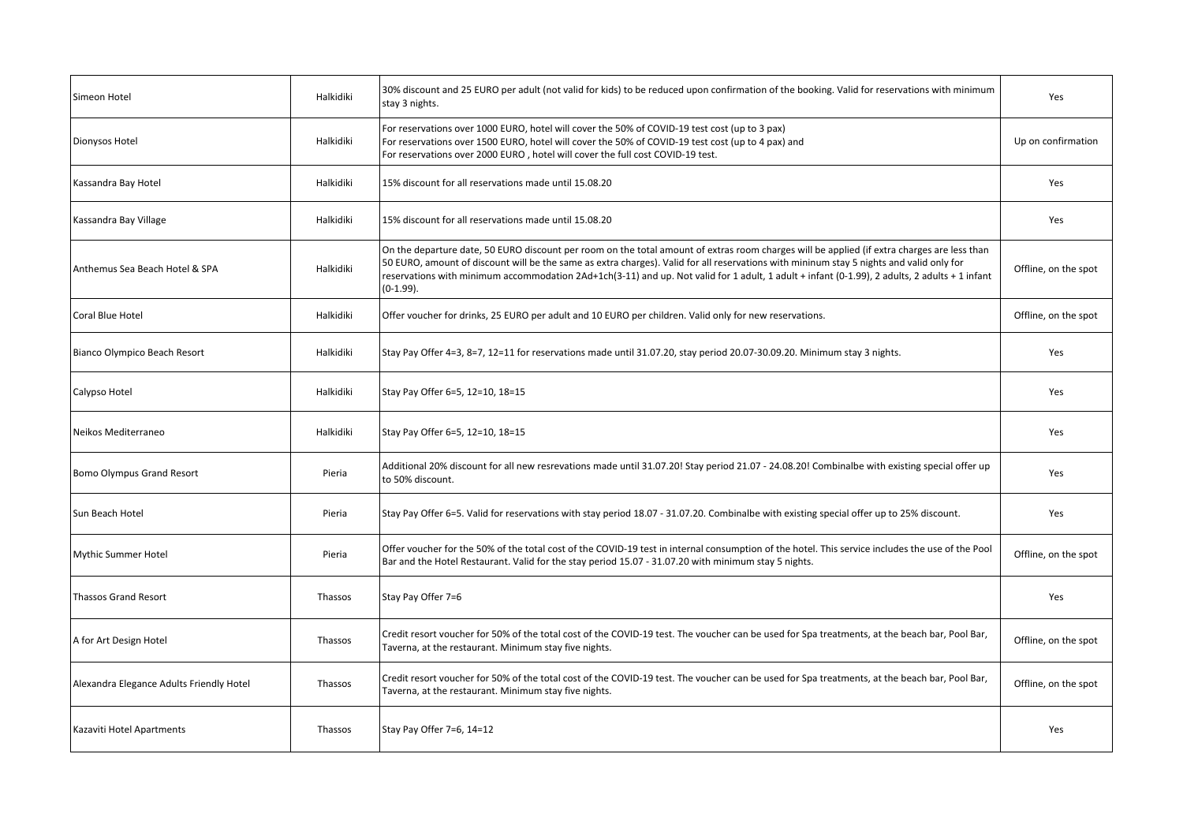| | | | |
|---|---|---|---|
| Simeon Hotel | Halkidiki | 30% discount and 25 EURO per adult (not valid for kids) to be reduced upon confirmation of the booking. Valid for reservations with minimum stay 3 nights. | Yes |
| Dionysos Hotel | Halkidiki | For reservations over 1000 EURO, hotel will cover the 50% of COVID-19 test cost (up to 3 pax)<br>For reservations over 1500 EURO, hotel will cover the 50% of COVID-19 test cost (up to 4 pax) and<br>For reservations over 2000 EURO , hotel will cover the full cost COVID-19 test. | Up on confirmation |
| Kassandra Bay Hotel | Halkidiki | 15% discount for all reservations made until 15.08.20 | Yes |
| Kassandra Bay Village | Halkidiki | 15% discount for all reservations made until 15.08.20 | Yes |
| Anthemus Sea Beach Hotel & SPA | Halkidiki | On the departure date, 50 EURO discount per room on the total amount of extras room charges will be applied (if extra charges are less than 50 EURO, amount of discount will be the same as extra charges). Valid for all reservations with mininum stay 5 nights and valid only for reservations with minimum accommodation 2Ad+1ch(3-11) and up. Not valid for 1 adult, 1 adult + infant (0-1.99), 2 adults, 2 adults + 1 infant (0-1.99). | Offline, on the spot |
| Coral Blue Hotel | Halkidiki | Offer voucher for drinks, 25 EURO per adult and 10 EURO per children. Valid only for new reservations. | Offline, on the spot |
| Bianco Olympico Beach Resort | Halkidiki | Stay Pay Offer 4=3, 8=7, 12=11 for reservations made until 31.07.20, stay period 20.07-30.09.20. Minimum stay 3 nights. | Yes |
| Calypso Hotel | Halkidiki | Stay Pay Offer 6=5, 12=10, 18=15 | Yes |
| Neikos Mediterraneo | Halkidiki | Stay Pay Offer 6=5, 12=10, 18=15 | Yes |
| Bomo Olympus Grand Resort | Pieria | Additional 20% discount for all new resrevations made until 31.07.20! Stay period 21.07 - 24.08.20! Combinalbe with existing special offer up to 50% discount. | Yes |
| Sun Beach Hotel | Pieria | Stay Pay Offer 6=5. Valid for reservations with stay period 18.07 - 31.07.20. Combinalbe with existing special offer up to 25% discount. | Yes |
| Mythic Summer Hotel | Pieria | Offer voucher for the 50% of the total cost of the COVID-19 test in internal consumption of the hotel. This service includes the use of the Pool Bar and the Hotel Restaurant. Valid for the stay period 15.07 - 31.07.20 with minimum stay 5 nights. | Offline, on the spot |
| Thassos Grand Resort | Thassos | Stay Pay Offer 7=6 | Yes |
| A for Art Design Hotel | Thassos | Credit resort voucher for 50% of the total cost of the COVID-19 test. The voucher can be used for Spa treatments, at the beach bar, Pool Bar, Taverna, at the restaurant. Minimum stay five nights. | Offline, on the spot |
| Alexandra Elegance Adults Friendly Hotel | Thassos | Credit resort voucher for 50% of the total cost of the COVID-19 test. The voucher can be used for Spa treatments, at the beach bar, Pool Bar, Taverna, at the restaurant. Minimum stay five nights. | Offline, on the spot |
| Kazaviti Hotel Apartments | Thassos | Stay Pay Offer 7=6, 14=12 | Yes |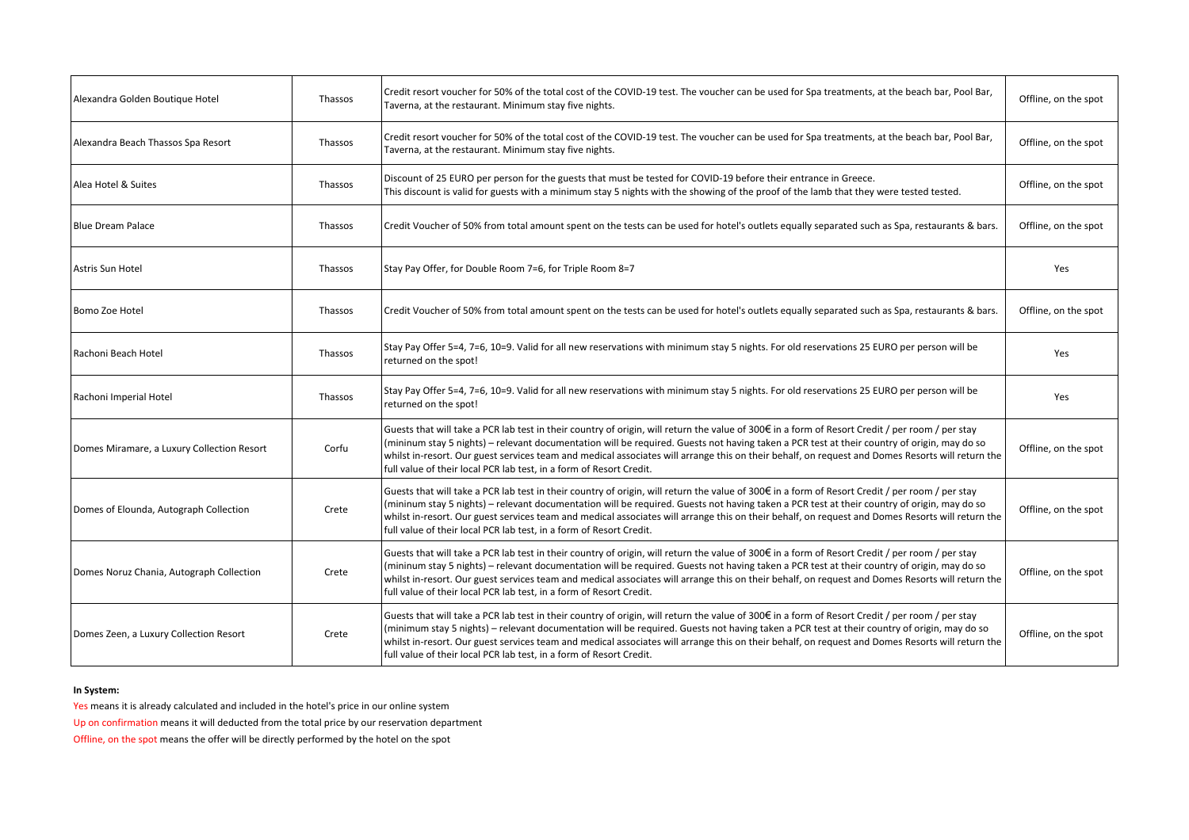| | | | |
|---|---|---|---|
| Alexandra Golden Boutique Hotel | Thassos | Credit resort voucher for 50% of the total cost of the COVID-19 test. The voucher can be used for Spa treatments, at the beach bar, Pool Bar, Taverna, at the restaurant. Minimum stay five nights. | Offline, on the spot |
| Alexandra Beach Thassos Spa Resort | Thassos | Credit resort voucher for 50% of the total cost of the COVID-19 test. The voucher can be used for Spa treatments, at the beach bar, Pool Bar, Taverna, at the restaurant. Minimum stay five nights. | Offline, on the spot |
| Alea Hotel & Suites | Thassos | Discount of 25 EURO per person for the guests that must be tested for COVID-19 before their entrance in Greece.<br>This discount is valid for guests with a minimum stay 5 nights with the showing of the proof of the lamb that they were tested tested. | Offline, on the spot |
| Blue Dream Palace | Thassos | Credit Voucher of 50% from total amount spent on the tests can be used for hotel's outlets equally separated such as Spa, restaurants & bars. | Offline, on the spot |
| Astris Sun Hotel | Thassos | Stay Pay Offer, for Double Room 7=6, for Triple Room 8=7 | Yes |
| Bomo Zoe Hotel | Thassos | Credit Voucher of 50% from total amount spent on the tests can be used for hotel's outlets equally separated such as Spa, restaurants & bars. | Offline, on the spot |
| Rachoni Beach Hotel | Thassos | Stay Pay Offer 5=4, 7=6, 10=9. Valid for all new reservations with minimum stay 5 nights. For old reservations 25 EURO per person will be returned on the spot! | Yes |
| Rachoni Imperial Hotel | Thassos | Stay Pay Offer 5=4, 7=6, 10=9. Valid for all new reservations with minimum stay 5 nights. For old reservations 25 EURO per person will be returned on the spot! | Yes |
| Domes Miramare, a Luxury Collection Resort | Corfu | Guests that will take a PCR lab test in their country of origin, will return the value of 300€ in a form of Resort Credit / per room / per stay (mininum stay 5 nights) – relevant documentation will be required. Guests not having taken a PCR test at their country of origin, may do so whilst in-resort. Our guest services team and medical associates will arrange this on their behalf, on request and Domes Resorts will return the full value of their local PCR lab test, in a form of Resort Credit. | Offline, on the spot |
| Domes of Elounda, Autograph Collection | Crete | Guests that will take a PCR lab test in their country of origin, will return the value of 300€ in a form of Resort Credit / per room / per stay (mininum stay 5 nights) – relevant documentation will be required. Guests not having taken a PCR test at their country of origin, may do so whilst in-resort. Our guest services team and medical associates will arrange this on their behalf, on request and Domes Resorts will return the full value of their local PCR lab test, in a form of Resort Credit. | Offline, on the spot |
| Domes Noruz Chania, Autograph Collection | Crete | Guests that will take a PCR lab test in their country of origin, will return the value of 300€ in a form of Resort Credit / per room / per stay (mininum stay 5 nights) – relevant documentation will be required. Guests not having taken a PCR test at their country of origin, may do so whilst in-resort. Our guest services team and medical associates will arrange this on their behalf, on request and Domes Resorts will return the full value of their local PCR lab test, in a form of Resort Credit. | Offline, on the spot |
| Domes Zeen, a Luxury Collection Resort | Crete | Guests that will take a PCR lab test in their country of origin, will return the value of 300€ in a form of Resort Credit / per room / per stay (minimum stay 5 nights) – relevant documentation will be required. Guests not having taken a PCR test at their country of origin, may do so whilst in-resort. Our guest services team and medical associates will arrange this on their behalf, on request and Domes Resorts will return the full value of their local PCR lab test, in a form of Resort Credit. | Offline, on the spot |

**In System:**

Yes means it is already calculated and included in the hotel's price in our online system

Up on confirmation means it will deducted from the total price by our reservation department

Offline, on the spot means the offer will be directly performed by the hotel on the spot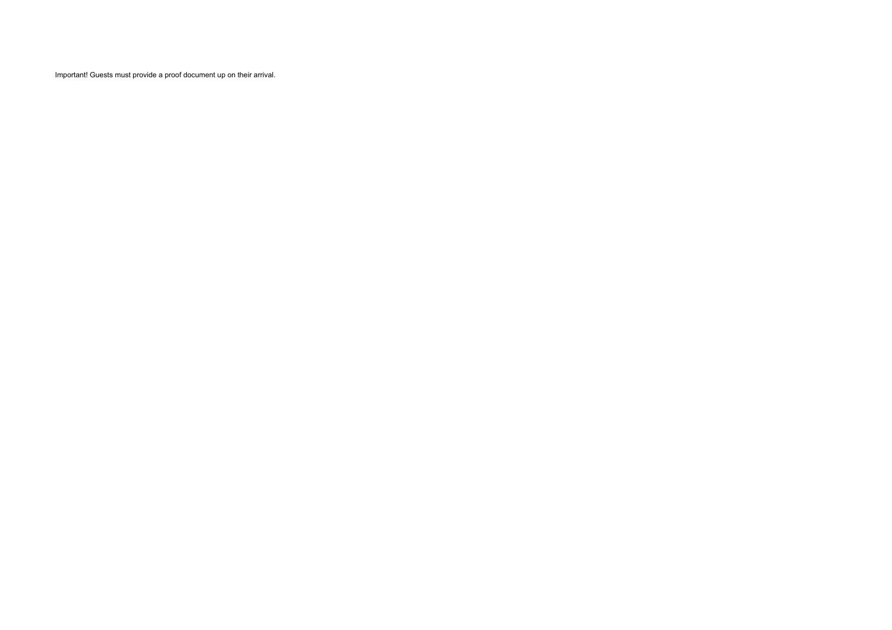Important! Guests must provide a proof document up on their arrival.